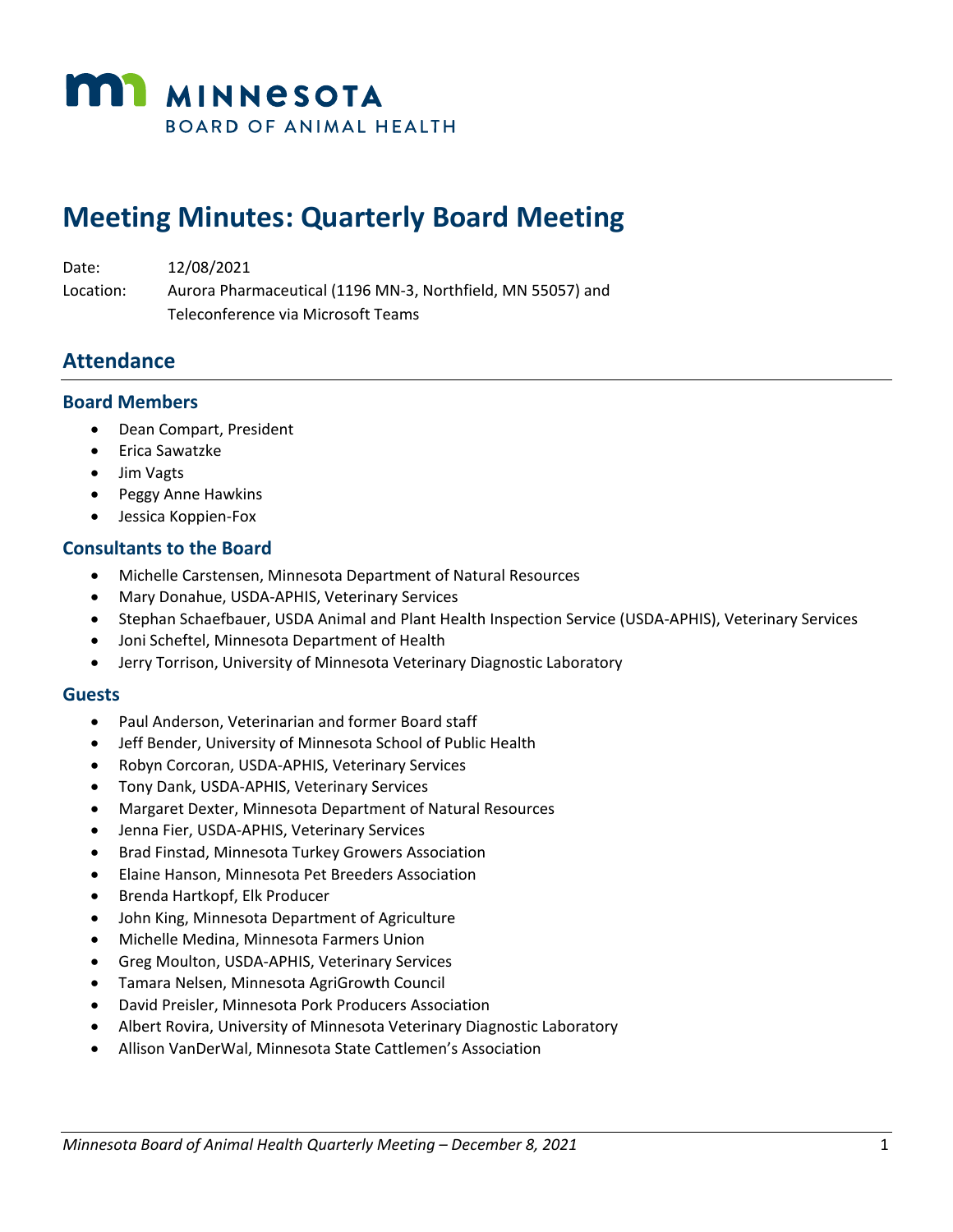MINNESOTA
BOARD OF ANIMAL HEALTH

# Meeting Minutes: Quarterly Board Meeting

Date: 12/08/2021

Location: Aurora Pharmaceutical (1196 MN-3, Northfield, MN 55057) and Teleconference via Microsoft Teams

## Attendance

### Board Members

- Dean Compart, President
- Erica Sawatzke
- Jim Vagts
- Peggy Anne Hawkins
- Jessica Koppien-Fox

### Consultants to the Board

- Michelle Carstensen, Minnesota Department of Natural Resources
- Mary Donahue, USDA-APHIS, Veterinary Services
- Stephan Schaefbauer, USDA Animal and Plant Health Inspection Service (USDA-APHIS), Veterinary Services
- Joni Scheftel, Minnesota Department of Health
- Jerry Torrison, University of Minnesota Veterinary Diagnostic Laboratory

### Guests

- Paul Anderson, Veterinarian and former Board staff
- Jeff Bender, University of Minnesota School of Public Health
- Robyn Corcoran, USDA-APHIS, Veterinary Services
- Tony Dank, USDA-APHIS, Veterinary Services
- Margaret Dexter, Minnesota Department of Natural Resources
- Jenna Fier, USDA-APHIS, Veterinary Services
- Brad Finstad, Minnesota Turkey Growers Association
- Elaine Hanson, Minnesota Pet Breeders Association
- Brenda Hartkopf, Elk Producer
- John King, Minnesota Department of Agriculture
- Michelle Medina, Minnesota Farmers Union
- Greg Moulton, USDA-APHIS, Veterinary Services
- Tamara Nelsen, Minnesota AgriGrowth Council
- David Preisler, Minnesota Pork Producers Association
- Albert Rovira, University of Minnesota Veterinary Diagnostic Laboratory
- Allison VanDerWal, Minnesota State Cattlemen's Association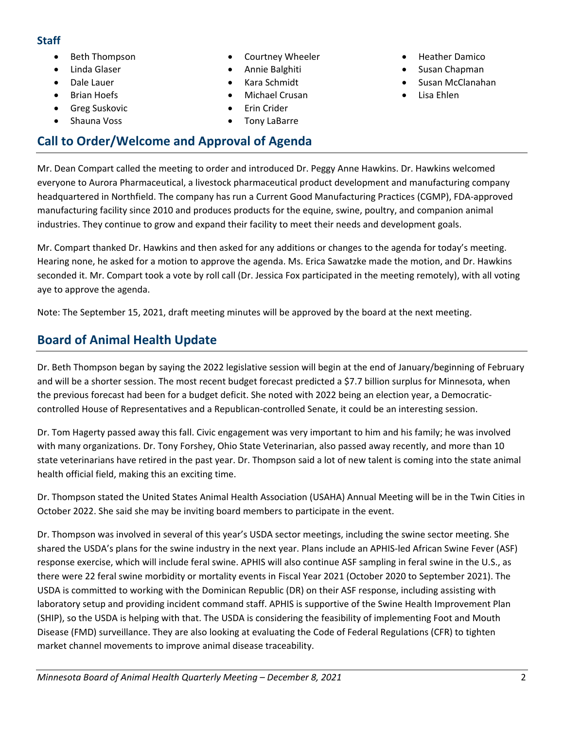### Staff

- Beth Thompson
- Linda Glaser
- Dale Lauer
- Brian Hoefs
- Greg Suskovic
- Shauna Voss
- Courtney Wheeler
- Annie Balghiti
- Kara Schmidt
- Michael Crusan
- Erin Crider
- Tony LaBarre
- Heather Damico
- Susan Chapman
- Susan McClanahan
- Lisa Ehlen

## Call to Order/Welcome and Approval of Agenda

Mr. Dean Compart called the meeting to order and introduced Dr. Peggy Anne Hawkins. Dr. Hawkins welcomed everyone to Aurora Pharmaceutical, a livestock pharmaceutical product development and manufacturing company headquartered in Northfield. The company has run a Current Good Manufacturing Practices (CGMP), FDA-approved manufacturing facility since 2010 and produces products for the equine, swine, poultry, and companion animal industries. They continue to grow and expand their facility to meet their needs and development goals.

Mr. Compart thanked Dr. Hawkins and then asked for any additions or changes to the agenda for today's meeting. Hearing none, he asked for a motion to approve the agenda. Ms. Erica Sawatzke made the motion, and Dr. Hawkins seconded it. Mr. Compart took a vote by roll call (Dr. Jessica Fox participated in the meeting remotely), with all voting aye to approve the agenda.

Note: The September 15, 2021, draft meeting minutes will be approved by the board at the next meeting.

## Board of Animal Health Update

Dr. Beth Thompson began by saying the 2022 legislative session will begin at the end of January/beginning of February and will be a shorter session. The most recent budget forecast predicted a $7.7 billion surplus for Minnesota, when the previous forecast had been for a budget deficit. She noted with 2022 being an election year, a Democratic-controlled House of Representatives and a Republican-controlled Senate, it could be an interesting session.

Dr. Tom Hagerty passed away this fall. Civic engagement was very important to him and his family; he was involved with many organizations. Dr. Tony Forshey, Ohio State Veterinarian, also passed away recently, and more than 10 state veterinarians have retired in the past year. Dr. Thompson said a lot of new talent is coming into the state animal health official field, making this an exciting time.

Dr. Thompson stated the United States Animal Health Association (USAHA) Annual Meeting will be in the Twin Cities in October 2022. She said she may be inviting board members to participate in the event.

Dr. Thompson was involved in several of this year's USDA sector meetings, including the swine sector meeting. She shared the USDA's plans for the swine industry in the next year. Plans include an APHIS-led African Swine Fever (ASF) response exercise, which will include feral swine. APHIS will also continue ASF sampling in feral swine in the U.S., as there were 22 feral swine morbidity or mortality events in Fiscal Year 2021 (October 2020 to September 2021). The USDA is committed to working with the Dominican Republic (DR) on their ASF response, including assisting with laboratory setup and providing incident command staff. APHIS is supportive of the Swine Health Improvement Plan (SHIP), so the USDA is helping with that. The USDA is considering the feasibility of implementing Foot and Mouth Disease (FMD) surveillance. They are also looking at evaluating the Code of Federal Regulations (CFR) to tighten market channel movements to improve animal disease traceability.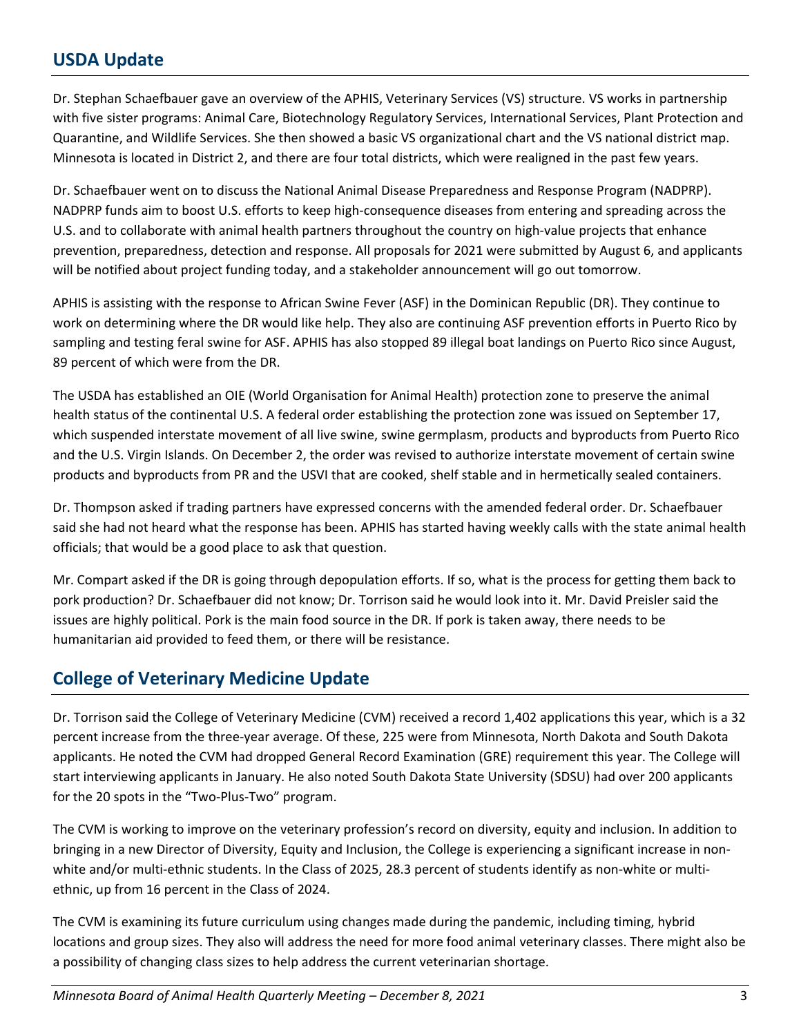## USDA Update

Dr. Stephan Schaefbauer gave an overview of the APHIS, Veterinary Services (VS) structure. VS works in partnership with five sister programs: Animal Care, Biotechnology Regulatory Services, International Services, Plant Protection and Quarantine, and Wildlife Services. She then showed a basic VS organizational chart and the VS national district map. Minnesota is located in District 2, and there are four total districts, which were realigned in the past few years.

Dr. Schaefbauer went on to discuss the National Animal Disease Preparedness and Response Program (NADPRP). NADPRP funds aim to boost U.S. efforts to keep high-consequence diseases from entering and spreading across the U.S. and to collaborate with animal health partners throughout the country on high-value projects that enhance prevention, preparedness, detection and response. All proposals for 2021 were submitted by August 6, and applicants will be notified about project funding today, and a stakeholder announcement will go out tomorrow.

APHIS is assisting with the response to African Swine Fever (ASF) in the Dominican Republic (DR). They continue to work on determining where the DR would like help. They also are continuing ASF prevention efforts in Puerto Rico by sampling and testing feral swine for ASF. APHIS has also stopped 89 illegal boat landings on Puerto Rico since August, 89 percent of which were from the DR.

The USDA has established an OIE (World Organisation for Animal Health) protection zone to preserve the animal health status of the continental U.S. A federal order establishing the protection zone was issued on September 17, which suspended interstate movement of all live swine, swine germplasm, products and byproducts from Puerto Rico and the U.S. Virgin Islands. On December 2, the order was revised to authorize interstate movement of certain swine products and byproducts from PR and the USVI that are cooked, shelf stable and in hermetically sealed containers.

Dr. Thompson asked if trading partners have expressed concerns with the amended federal order. Dr. Schaefbauer said she had not heard what the response has been. APHIS has started having weekly calls with the state animal health officials; that would be a good place to ask that question.

Mr. Compart asked if the DR is going through depopulation efforts. If so, what is the process for getting them back to pork production? Dr. Schaefbauer did not know; Dr. Torrison said he would look into it. Mr. David Preisler said the issues are highly political. Pork is the main food source in the DR. If pork is taken away, there needs to be humanitarian aid provided to feed them, or there will be resistance.

## College of Veterinary Medicine Update

Dr. Torrison said the College of Veterinary Medicine (CVM) received a record 1,402 applications this year, which is a 32 percent increase from the three-year average. Of these, 225 were from Minnesota, North Dakota and South Dakota applicants. He noted the CVM had dropped General Record Examination (GRE) requirement this year. The College will start interviewing applicants in January. He also noted South Dakota State University (SDSU) had over 200 applicants for the 20 spots in the "Two-Plus-Two" program.

The CVM is working to improve on the veterinary profession's record on diversity, equity and inclusion. In addition to bringing in a new Director of Diversity, Equity and Inclusion, the College is experiencing a significant increase in non-white and/or multi-ethnic students. In the Class of 2025, 28.3 percent of students identify as non-white or multi-ethnic, up from 16 percent in the Class of 2024.

The CVM is examining its future curriculum using changes made during the pandemic, including timing, hybrid locations and group sizes. They also will address the need for more food animal veterinary classes. There might also be a possibility of changing class sizes to help address the current veterinarian shortage.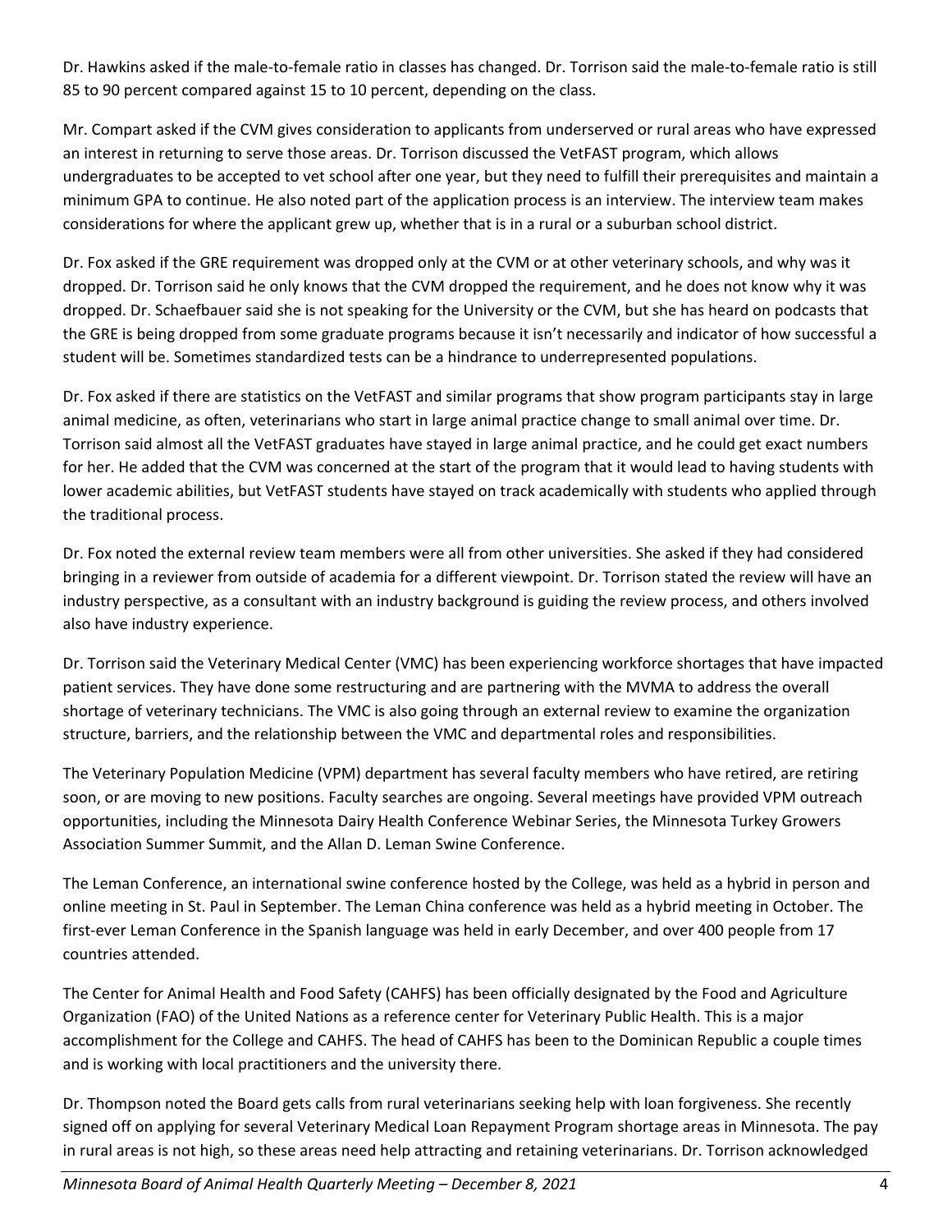Dr. Hawkins asked if the male-to-female ratio in classes has changed. Dr. Torrison said the male-to-female ratio is still 85 to 90 percent compared against 15 to 10 percent, depending on the class.

Mr. Compart asked if the CVM gives consideration to applicants from underserved or rural areas who have expressed an interest in returning to serve those areas. Dr. Torrison discussed the VetFAST program, which allows undergraduates to be accepted to vet school after one year, but they need to fulfill their prerequisites and maintain a minimum GPA to continue. He also noted part of the application process is an interview. The interview team makes considerations for where the applicant grew up, whether that is in a rural or a suburban school district.

Dr. Fox asked if the GRE requirement was dropped only at the CVM or at other veterinary schools, and why was it dropped. Dr. Torrison said he only knows that the CVM dropped the requirement, and he does not know why it was dropped. Dr. Schaefbauer said she is not speaking for the University or the CVM, but she has heard on podcasts that the GRE is being dropped from some graduate programs because it isn't necessarily and indicator of how successful a student will be. Sometimes standardized tests can be a hindrance to underrepresented populations.

Dr. Fox asked if there are statistics on the VetFAST and similar programs that show program participants stay in large animal medicine, as often, veterinarians who start in large animal practice change to small animal over time. Dr. Torrison said almost all the VetFAST graduates have stayed in large animal practice, and he could get exact numbers for her. He added that the CVM was concerned at the start of the program that it would lead to having students with lower academic abilities, but VetFAST students have stayed on track academically with students who applied through the traditional process.

Dr. Fox noted the external review team members were all from other universities. She asked if they had considered bringing in a reviewer from outside of academia for a different viewpoint. Dr. Torrison stated the review will have an industry perspective, as a consultant with an industry background is guiding the review process, and others involved also have industry experience.

Dr. Torrison said the Veterinary Medical Center (VMC) has been experiencing workforce shortages that have impacted patient services. They have done some restructuring and are partnering with the MVMA to address the overall shortage of veterinary technicians. The VMC is also going through an external review to examine the organization structure, barriers, and the relationship between the VMC and departmental roles and responsibilities.

The Veterinary Population Medicine (VPM) department has several faculty members who have retired, are retiring soon, or are moving to new positions. Faculty searches are ongoing. Several meetings have provided VPM outreach opportunities, including the Minnesota Dairy Health Conference Webinar Series, the Minnesota Turkey Growers Association Summer Summit, and the Allan D. Leman Swine Conference.

The Leman Conference, an international swine conference hosted by the College, was held as a hybrid in person and online meeting in St. Paul in September. The Leman China conference was held as a hybrid meeting in October. The first-ever Leman Conference in the Spanish language was held in early December, and over 400 people from 17 countries attended.

The Center for Animal Health and Food Safety (CAHFS) has been officially designated by the Food and Agriculture Organization (FAO) of the United Nations as a reference center for Veterinary Public Health. This is a major accomplishment for the College and CAHFS. The head of CAHFS has been to the Dominican Republic a couple times and is working with local practitioners and the university there.

Dr. Thompson noted the Board gets calls from rural veterinarians seeking help with loan forgiveness. She recently signed off on applying for several Veterinary Medical Loan Repayment Program shortage areas in Minnesota. The pay in rural areas is not high, so these areas need help attracting and retaining veterinarians. Dr. Torrison acknowledged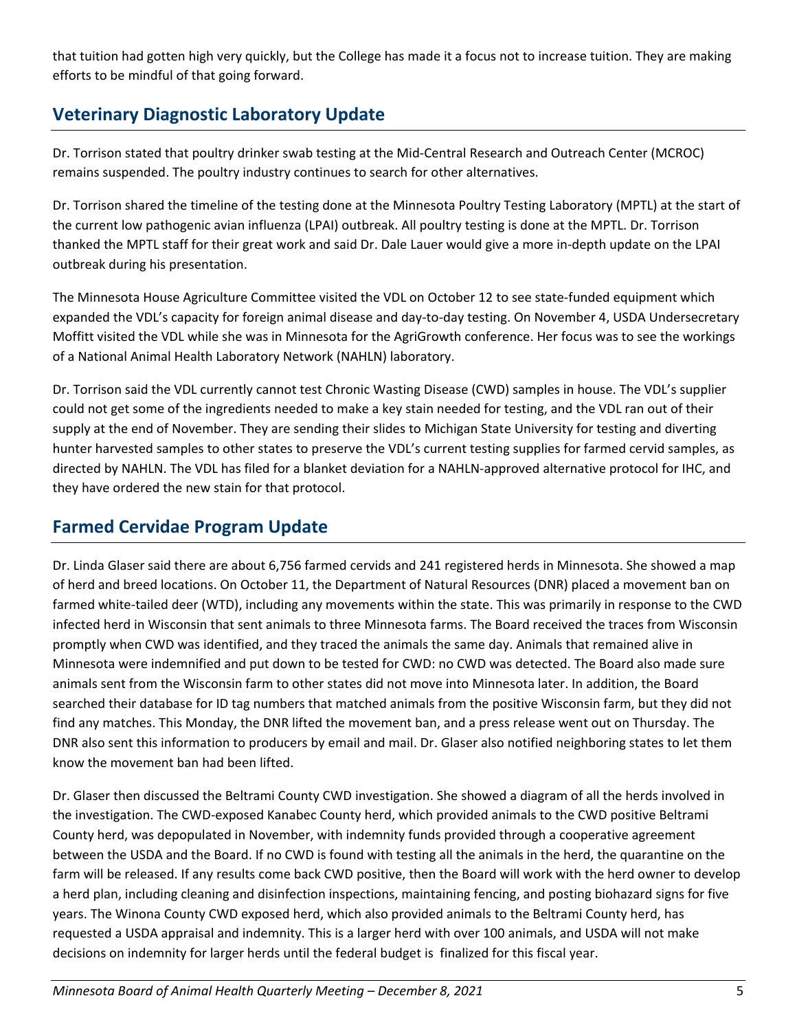that tuition had gotten high very quickly, but the College has made it a focus not to increase tuition. They are making efforts to be mindful of that going forward.

## Veterinary Diagnostic Laboratory Update

Dr. Torrison stated that poultry drinker swab testing at the Mid-Central Research and Outreach Center (MCROC) remains suspended. The poultry industry continues to search for other alternatives.

Dr. Torrison shared the timeline of the testing done at the Minnesota Poultry Testing Laboratory (MPTL) at the start of the current low pathogenic avian influenza (LPAI) outbreak. All poultry testing is done at the MPTL. Dr. Torrison thanked the MPTL staff for their great work and said Dr. Dale Lauer would give a more in-depth update on the LPAI outbreak during his presentation.

The Minnesota House Agriculture Committee visited the VDL on October 12 to see state-funded equipment which expanded the VDL's capacity for foreign animal disease and day-to-day testing. On November 4, USDA Undersecretary Moffitt visited the VDL while she was in Minnesota for the AgriGrowth conference. Her focus was to see the workings of a National Animal Health Laboratory Network (NAHLN) laboratory.

Dr. Torrison said the VDL currently cannot test Chronic Wasting Disease (CWD) samples in house. The VDL's supplier could not get some of the ingredients needed to make a key stain needed for testing, and the VDL ran out of their supply at the end of November. They are sending their slides to Michigan State University for testing and diverting hunter harvested samples to other states to preserve the VDL's current testing supplies for farmed cervid samples, as directed by NAHLN. The VDL has filed for a blanket deviation for a NAHLN-approved alternative protocol for IHC, and they have ordered the new stain for that protocol.

## Farmed Cervidae Program Update

Dr. Linda Glaser said there are about 6,756 farmed cervids and 241 registered herds in Minnesota. She showed a map of herd and breed locations. On October 11, the Department of Natural Resources (DNR) placed a movement ban on farmed white-tailed deer (WTD), including any movements within the state. This was primarily in response to the CWD infected herd in Wisconsin that sent animals to three Minnesota farms. The Board received the traces from Wisconsin promptly when CWD was identified, and they traced the animals the same day. Animals that remained alive in Minnesota were indemnified and put down to be tested for CWD: no CWD was detected. The Board also made sure animals sent from the Wisconsin farm to other states did not move into Minnesota later. In addition, the Board searched their database for ID tag numbers that matched animals from the positive Wisconsin farm, but they did not find any matches. This Monday, the DNR lifted the movement ban, and a press release went out on Thursday. The DNR also sent this information to producers by email and mail. Dr. Glaser also notified neighboring states to let them know the movement ban had been lifted.

Dr. Glaser then discussed the Beltrami County CWD investigation. She showed a diagram of all the herds involved in the investigation. The CWD-exposed Kanabec County herd, which provided animals to the CWD positive Beltrami County herd, was depopulated in November, with indemnity funds provided through a cooperative agreement between the USDA and the Board. If no CWD is found with testing all the animals in the herd, the quarantine on the farm will be released. If any results come back CWD positive, then the Board will work with the herd owner to develop a herd plan, including cleaning and disinfection inspections, maintaining fencing, and posting biohazard signs for five years. The Winona County CWD exposed herd, which also provided animals to the Beltrami County herd, has requested a USDA appraisal and indemnity. This is a larger herd with over 100 animals, and USDA will not make decisions on indemnity for larger herds until the federal budget is finalized for this fiscal year.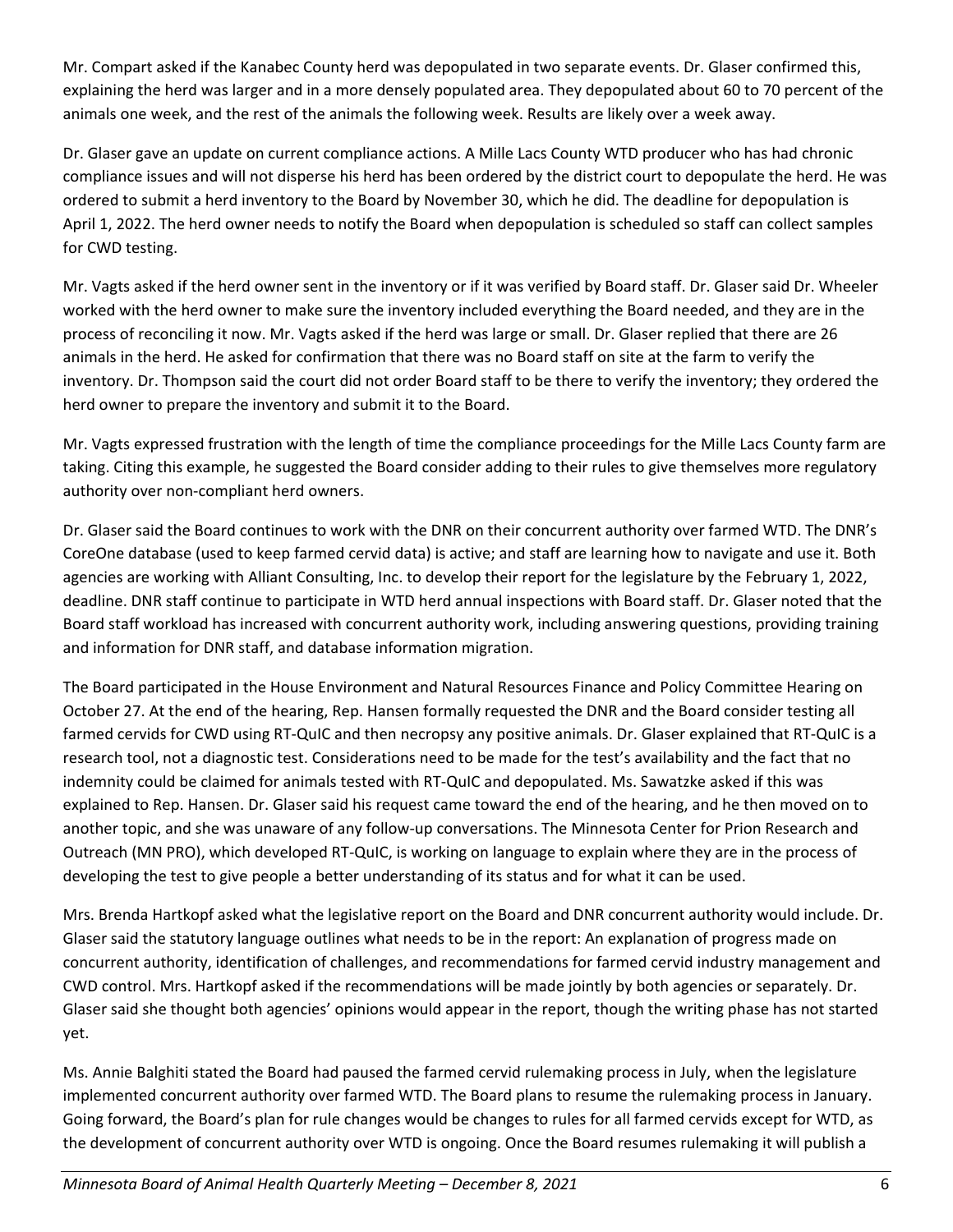Mr. Compart asked if the Kanabec County herd was depopulated in two separate events. Dr. Glaser confirmed this, explaining the herd was larger and in a more densely populated area. They depopulated about 60 to 70 percent of the animals one week, and the rest of the animals the following week. Results are likely over a week away.

Dr. Glaser gave an update on current compliance actions. A Mille Lacs County WTD producer who has had chronic compliance issues and will not disperse his herd has been ordered by the district court to depopulate the herd. He was ordered to submit a herd inventory to the Board by November 30, which he did. The deadline for depopulation is April 1, 2022. The herd owner needs to notify the Board when depopulation is scheduled so staff can collect samples for CWD testing.

Mr. Vagts asked if the herd owner sent in the inventory or if it was verified by Board staff. Dr. Glaser said Dr. Wheeler worked with the herd owner to make sure the inventory included everything the Board needed, and they are in the process of reconciling it now. Mr. Vagts asked if the herd was large or small. Dr. Glaser replied that there are 26 animals in the herd. He asked for confirmation that there was no Board staff on site at the farm to verify the inventory. Dr. Thompson said the court did not order Board staff to be there to verify the inventory; they ordered the herd owner to prepare the inventory and submit it to the Board.

Mr. Vagts expressed frustration with the length of time the compliance proceedings for the Mille Lacs County farm are taking. Citing this example, he suggested the Board consider adding to their rules to give themselves more regulatory authority over non-compliant herd owners.

Dr. Glaser said the Board continues to work with the DNR on their concurrent authority over farmed WTD. The DNR's CoreOne database (used to keep farmed cervid data) is active; and staff are learning how to navigate and use it. Both agencies are working with Alliant Consulting, Inc. to develop their report for the legislature by the February 1, 2022, deadline. DNR staff continue to participate in WTD herd annual inspections with Board staff. Dr. Glaser noted that the Board staff workload has increased with concurrent authority work, including answering questions, providing training and information for DNR staff, and database information migration.

The Board participated in the House Environment and Natural Resources Finance and Policy Committee Hearing on October 27. At the end of the hearing, Rep. Hansen formally requested the DNR and the Board consider testing all farmed cervids for CWD using RT-QuIC and then necropsy any positive animals. Dr. Glaser explained that RT-QuIC is a research tool, not a diagnostic test. Considerations need to be made for the test's availability and the fact that no indemnity could be claimed for animals tested with RT-QuIC and depopulated. Ms. Sawatzke asked if this was explained to Rep. Hansen. Dr. Glaser said his request came toward the end of the hearing, and he then moved on to another topic, and she was unaware of any follow-up conversations. The Minnesota Center for Prion Research and Outreach (MN PRO), which developed RT-QuIC, is working on language to explain where they are in the process of developing the test to give people a better understanding of its status and for what it can be used.

Mrs. Brenda Hartkopf asked what the legislative report on the Board and DNR concurrent authority would include. Dr. Glaser said the statutory language outlines what needs to be in the report: An explanation of progress made on concurrent authority, identification of challenges, and recommendations for farmed cervid industry management and CWD control. Mrs. Hartkopf asked if the recommendations will be made jointly by both agencies or separately. Dr. Glaser said she thought both agencies' opinions would appear in the report, though the writing phase has not started yet.

Ms. Annie Balghiti stated the Board had paused the farmed cervid rulemaking process in July, when the legislature implemented concurrent authority over farmed WTD. The Board plans to resume the rulemaking process in January. Going forward, the Board's plan for rule changes would be changes to rules for all farmed cervids except for WTD, as the development of concurrent authority over WTD is ongoing. Once the Board resumes rulemaking it will publish a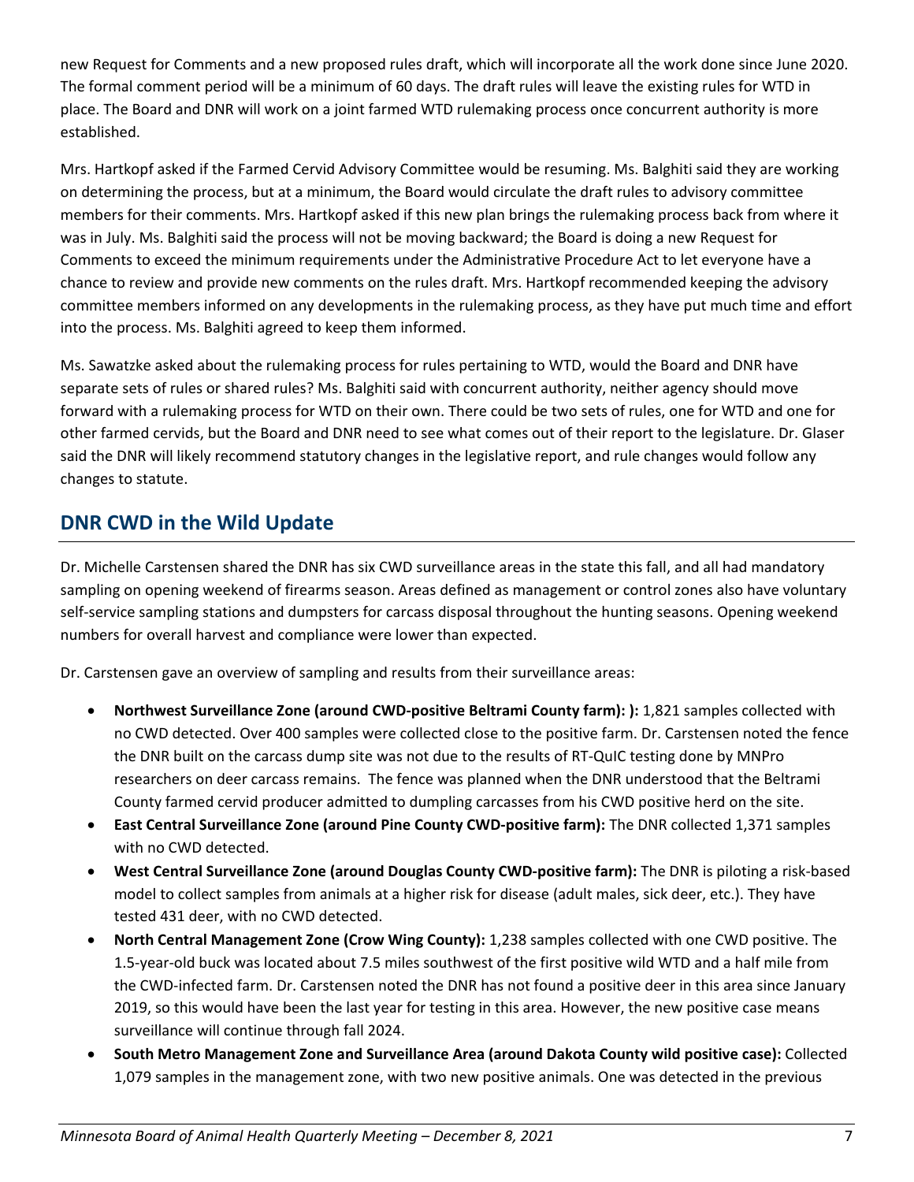new Request for Comments and a new proposed rules draft, which will incorporate all the work done since June 2020. The formal comment period will be a minimum of 60 days. The draft rules will leave the existing rules for WTD in place. The Board and DNR will work on a joint farmed WTD rulemaking process once concurrent authority is more established.

Mrs. Hartkopf asked if the Farmed Cervid Advisory Committee would be resuming. Ms. Balghiti said they are working on determining the process, but at a minimum, the Board would circulate the draft rules to advisory committee members for their comments. Mrs. Hartkopf asked if this new plan brings the rulemaking process back from where it was in July. Ms. Balghiti said the process will not be moving backward; the Board is doing a new Request for Comments to exceed the minimum requirements under the Administrative Procedure Act to let everyone have a chance to review and provide new comments on the rules draft. Mrs. Hartkopf recommended keeping the advisory committee members informed on any developments in the rulemaking process, as they have put much time and effort into the process. Ms. Balghiti agreed to keep them informed.

Ms. Sawatzke asked about the rulemaking process for rules pertaining to WTD, would the Board and DNR have separate sets of rules or shared rules? Ms. Balghiti said with concurrent authority, neither agency should move forward with a rulemaking process for WTD on their own. There could be two sets of rules, one for WTD and one for other farmed cervids, but the Board and DNR need to see what comes out of their report to the legislature. Dr. Glaser said the DNR will likely recommend statutory changes in the legislative report, and rule changes would follow any changes to statute.

## DNR CWD in the Wild Update

Dr. Michelle Carstensen shared the DNR has six CWD surveillance areas in the state this fall, and all had mandatory sampling on opening weekend of firearms season. Areas defined as management or control zones also have voluntary self-service sampling stations and dumpsters for carcass disposal throughout the hunting seasons. Opening weekend numbers for overall harvest and compliance were lower than expected.

Dr. Carstensen gave an overview of sampling and results from their surveillance areas:

- **Northwest Surveillance Zone (around CWD-positive Beltrami County farm): ):** 1,821 samples collected with no CWD detected. Over 400 samples were collected close to the positive farm. Dr. Carstensen noted the fence the DNR built on the carcass dump site was not due to the results of RT-QuIC testing done by MNPro researchers on deer carcass remains. The fence was planned when the DNR understood that the Beltrami County farmed cervid producer admitted to dumpling carcasses from his CWD positive herd on the site.
- **East Central Surveillance Zone (around Pine County CWD-positive farm):** The DNR collected 1,371 samples with no CWD detected.
- **West Central Surveillance Zone (around Douglas County CWD-positive farm):** The DNR is piloting a risk-based model to collect samples from animals at a higher risk for disease (adult males, sick deer, etc.). They have tested 431 deer, with no CWD detected.
- **North Central Management Zone (Crow Wing County):** 1,238 samples collected with one CWD positive. The 1.5-year-old buck was located about 7.5 miles southwest of the first positive wild WTD and a half mile from the CWD-infected farm. Dr. Carstensen noted the DNR has not found a positive deer in this area since January 2019, so this would have been the last year for testing in this area. However, the new positive case means surveillance will continue through fall 2024.
- **South Metro Management Zone and Surveillance Area (around Dakota County wild positive case):** Collected 1,079 samples in the management zone, with two new positive animals. One was detected in the previous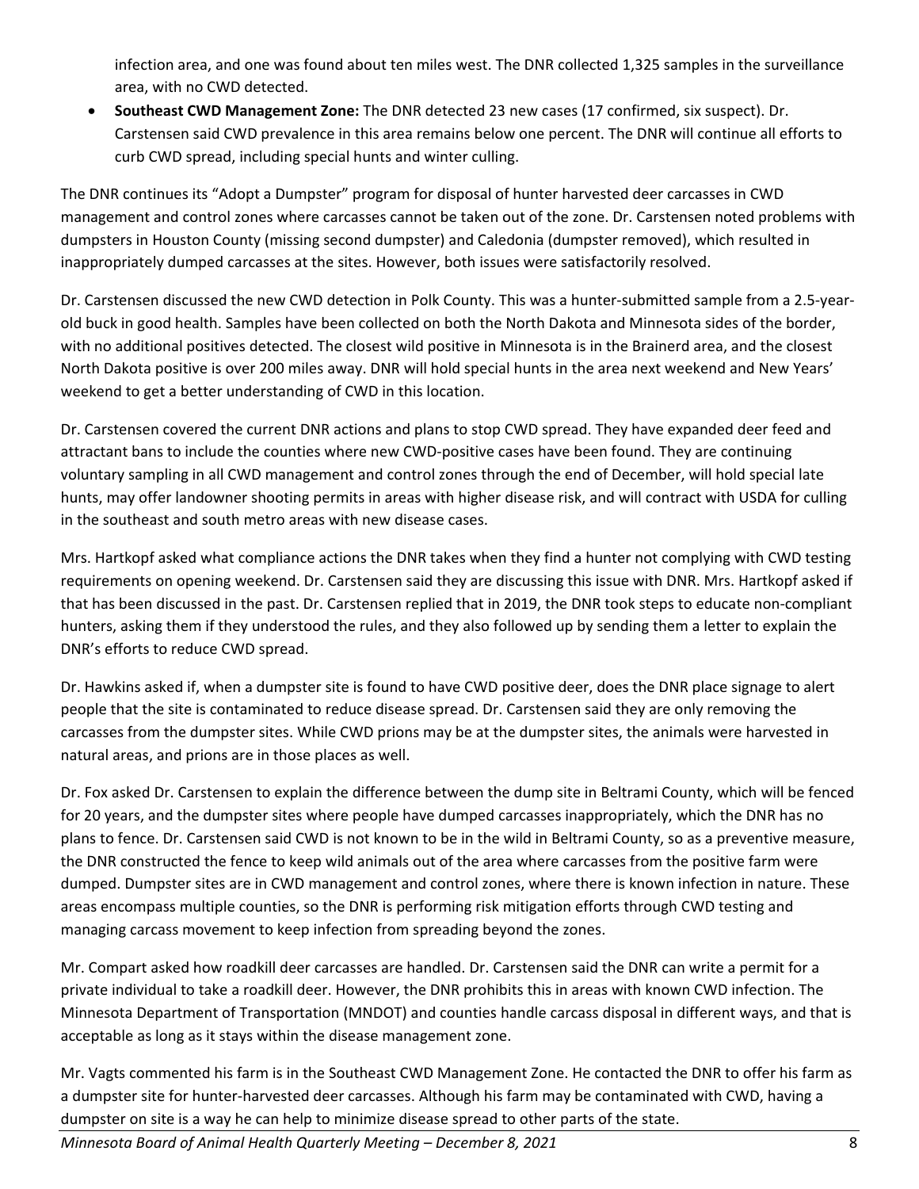infection area, and one was found about ten miles west. The DNR collected 1,325 samples in the surveillance area, with no CWD detected.

- **Southeast CWD Management Zone:** The DNR detected 23 new cases (17 confirmed, six suspect). Dr. Carstensen said CWD prevalence in this area remains below one percent. The DNR will continue all efforts to curb CWD spread, including special hunts and winter culling.

The DNR continues its "Adopt a Dumpster" program for disposal of hunter harvested deer carcasses in CWD management and control zones where carcasses cannot be taken out of the zone. Dr. Carstensen noted problems with dumpsters in Houston County (missing second dumpster) and Caledonia (dumpster removed), which resulted in inappropriately dumped carcasses at the sites. However, both issues were satisfactorily resolved.

Dr. Carstensen discussed the new CWD detection in Polk County. This was a hunter-submitted sample from a 2.5-year-old buck in good health. Samples have been collected on both the North Dakota and Minnesota sides of the border, with no additional positives detected. The closest wild positive in Minnesota is in the Brainerd area, and the closest North Dakota positive is over 200 miles away. DNR will hold special hunts in the area next weekend and New Years' weekend to get a better understanding of CWD in this location.

Dr. Carstensen covered the current DNR actions and plans to stop CWD spread. They have expanded deer feed and attractant bans to include the counties where new CWD-positive cases have been found. They are continuing voluntary sampling in all CWD management and control zones through the end of December, will hold special late hunts, may offer landowner shooting permits in areas with higher disease risk, and will contract with USDA for culling in the southeast and south metro areas with new disease cases.

Mrs. Hartkopf asked what compliance actions the DNR takes when they find a hunter not complying with CWD testing requirements on opening weekend. Dr. Carstensen said they are discussing this issue with DNR. Mrs. Hartkopf asked if that has been discussed in the past. Dr. Carstensen replied that in 2019, the DNR took steps to educate non-compliant hunters, asking them if they understood the rules, and they also followed up by sending them a letter to explain the DNR's efforts to reduce CWD spread.

Dr. Hawkins asked if, when a dumpster site is found to have CWD positive deer, does the DNR place signage to alert people that the site is contaminated to reduce disease spread. Dr. Carstensen said they are only removing the carcasses from the dumpster sites. While CWD prions may be at the dumpster sites, the animals were harvested in natural areas, and prions are in those places as well.

Dr. Fox asked Dr. Carstensen to explain the difference between the dump site in Beltrami County, which will be fenced for 20 years, and the dumpster sites where people have dumped carcasses inappropriately, which the DNR has no plans to fence. Dr. Carstensen said CWD is not known to be in the wild in Beltrami County, so as a preventive measure, the DNR constructed the fence to keep wild animals out of the area where carcasses from the positive farm were dumped. Dumpster sites are in CWD management and control zones, where there is known infection in nature. These areas encompass multiple counties, so the DNR is performing risk mitigation efforts through CWD testing and managing carcass movement to keep infection from spreading beyond the zones.

Mr. Compart asked how roadkill deer carcasses are handled. Dr. Carstensen said the DNR can write a permit for a private individual to take a roadkill deer. However, the DNR prohibits this in areas with known CWD infection. The Minnesota Department of Transportation (MNDOT) and counties handle carcass disposal in different ways, and that is acceptable as long as it stays within the disease management zone.

Mr. Vagts commented his farm is in the Southeast CWD Management Zone. He contacted the DNR to offer his farm as a dumpster site for hunter-harvested deer carcasses. Although his farm may be contaminated with CWD, having a dumpster on site is a way he can help to minimize disease spread to other parts of the state.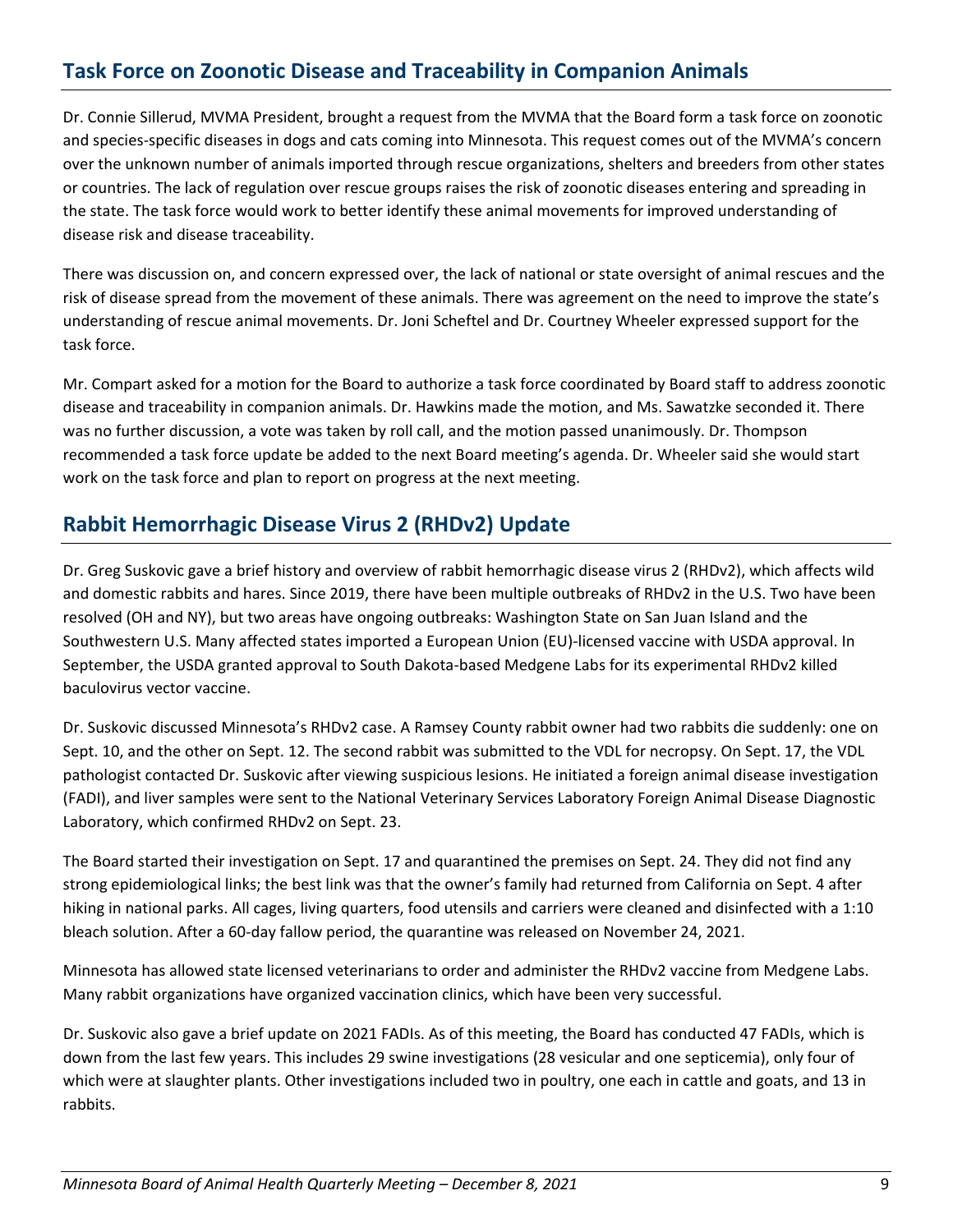## Task Force on Zoonotic Disease and Traceability in Companion Animals

Dr. Connie Sillerud, MVMA President, brought a request from the MVMA that the Board form a task force on zoonotic and species-specific diseases in dogs and cats coming into Minnesota. This request comes out of the MVMA's concern over the unknown number of animals imported through rescue organizations, shelters and breeders from other states or countries. The lack of regulation over rescue groups raises the risk of zoonotic diseases entering and spreading in the state. The task force would work to better identify these animal movements for improved understanding of disease risk and disease traceability.

There was discussion on, and concern expressed over, the lack of national or state oversight of animal rescues and the risk of disease spread from the movement of these animals. There was agreement on the need to improve the state's understanding of rescue animal movements. Dr. Joni Scheftel and Dr. Courtney Wheeler expressed support for the task force.

Mr. Compart asked for a motion for the Board to authorize a task force coordinated by Board staff to address zoonotic disease and traceability in companion animals. Dr. Hawkins made the motion, and Ms. Sawatzke seconded it. There was no further discussion, a vote was taken by roll call, and the motion passed unanimously. Dr. Thompson recommended a task force update be added to the next Board meeting's agenda. Dr. Wheeler said she would start work on the task force and plan to report on progress at the next meeting.

## Rabbit Hemorrhagic Disease Virus 2 (RHDv2) Update

Dr. Greg Suskovic gave a brief history and overview of rabbit hemorrhagic disease virus 2 (RHDv2), which affects wild and domestic rabbits and hares. Since 2019, there have been multiple outbreaks of RHDv2 in the U.S. Two have been resolved (OH and NY), but two areas have ongoing outbreaks: Washington State on San Juan Island and the Southwestern U.S. Many affected states imported a European Union (EU)-licensed vaccine with USDA approval. In September, the USDA granted approval to South Dakota-based Medgene Labs for its experimental RHDv2 killed baculovirus vector vaccine.

Dr. Suskovic discussed Minnesota's RHDv2 case. A Ramsey County rabbit owner had two rabbits die suddenly: one on Sept. 10, and the other on Sept. 12. The second rabbit was submitted to the VDL for necropsy. On Sept. 17, the VDL pathologist contacted Dr. Suskovic after viewing suspicious lesions. He initiated a foreign animal disease investigation (FADI), and liver samples were sent to the National Veterinary Services Laboratory Foreign Animal Disease Diagnostic Laboratory, which confirmed RHDv2 on Sept. 23.

The Board started their investigation on Sept. 17 and quarantined the premises on Sept. 24. They did not find any strong epidemiological links; the best link was that the owner's family had returned from California on Sept. 4 after hiking in national parks. All cages, living quarters, food utensils and carriers were cleaned and disinfected with a 1:10 bleach solution. After a 60-day fallow period, the quarantine was released on November 24, 2021.

Minnesota has allowed state licensed veterinarians to order and administer the RHDv2 vaccine from Medgene Labs. Many rabbit organizations have organized vaccination clinics, which have been very successful.

Dr. Suskovic also gave a brief update on 2021 FADIs. As of this meeting, the Board has conducted 47 FADIs, which is down from the last few years. This includes 29 swine investigations (28 vesicular and one septicemia), only four of which were at slaughter plants. Other investigations included two in poultry, one each in cattle and goats, and 13 in rabbits.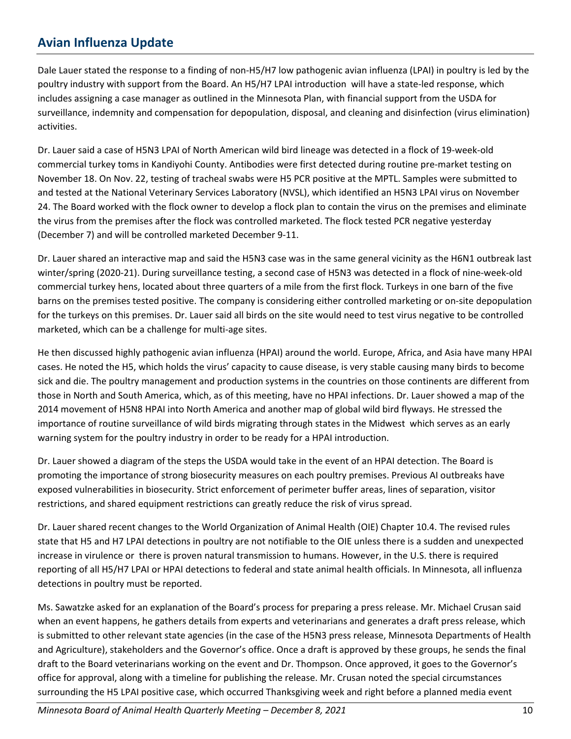## Avian Influenza Update

Dale Lauer stated the response to a finding of non-H5/H7 low pathogenic avian influenza (LPAI) in poultry is led by the poultry industry with support from the Board. An H5/H7 LPAI introduction will have a state-led response, which includes assigning a case manager as outlined in the Minnesota Plan, with financial support from the USDA for surveillance, indemnity and compensation for depopulation, disposal, and cleaning and disinfection (virus elimination) activities.

Dr. Lauer said a case of H5N3 LPAI of North American wild bird lineage was detected in a flock of 19-week-old commercial turkey toms in Kandiyohi County. Antibodies were first detected during routine pre-market testing on November 18. On Nov. 22, testing of tracheal swabs were H5 PCR positive at the MPTL. Samples were submitted to and tested at the National Veterinary Services Laboratory (NVSL), which identified an H5N3 LPAI virus on November 24. The Board worked with the flock owner to develop a flock plan to contain the virus on the premises and eliminate the virus from the premises after the flock was controlled marketed. The flock tested PCR negative yesterday (December 7) and will be controlled marketed December 9-11.

Dr. Lauer shared an interactive map and said the H5N3 case was in the same general vicinity as the H6N1 outbreak last winter/spring (2020-21). During surveillance testing, a second case of H5N3 was detected in a flock of nine-week-old commercial turkey hens, located about three quarters of a mile from the first flock. Turkeys in one barn of the five barns on the premises tested positive. The company is considering either controlled marketing or on-site depopulation for the turkeys on this premises. Dr. Lauer said all birds on the site would need to test virus negative to be controlled marketed, which can be a challenge for multi-age sites.

He then discussed highly pathogenic avian influenza (HPAI) around the world. Europe, Africa, and Asia have many HPAI cases. He noted the H5, which holds the virus' capacity to cause disease, is very stable causing many birds to become sick and die. The poultry management and production systems in the countries on those continents are different from those in North and South America, which, as of this meeting, have no HPAI infections. Dr. Lauer showed a map of the 2014 movement of H5N8 HPAI into North America and another map of global wild bird flyways. He stressed the importance of routine surveillance of wild birds migrating through states in the Midwest which serves as an early warning system for the poultry industry in order to be ready for a HPAI introduction.

Dr. Lauer showed a diagram of the steps the USDA would take in the event of an HPAI detection. The Board is promoting the importance of strong biosecurity measures on each poultry premises. Previous AI outbreaks have exposed vulnerabilities in biosecurity. Strict enforcement of perimeter buffer areas, lines of separation, visitor restrictions, and shared equipment restrictions can greatly reduce the risk of virus spread.

Dr. Lauer shared recent changes to the World Organization of Animal Health (OIE) Chapter 10.4. The revised rules state that H5 and H7 LPAI detections in poultry are not notifiable to the OIE unless there is a sudden and unexpected increase in virulence or there is proven natural transmission to humans. However, in the U.S. there is required reporting of all H5/H7 LPAI or HPAI detections to federal and state animal health officials. In Minnesota, all influenza detections in poultry must be reported.

Ms. Sawatzke asked for an explanation of the Board's process for preparing a press release. Mr. Michael Crusan said when an event happens, he gathers details from experts and veterinarians and generates a draft press release, which is submitted to other relevant state agencies (in the case of the H5N3 press release, Minnesota Departments of Health and Agriculture), stakeholders and the Governor's office. Once a draft is approved by these groups, he sends the final draft to the Board veterinarians working on the event and Dr. Thompson. Once approved, it goes to the Governor's office for approval, along with a timeline for publishing the release. Mr. Crusan noted the special circumstances surrounding the H5 LPAI positive case, which occurred Thanksgiving week and right before a planned media event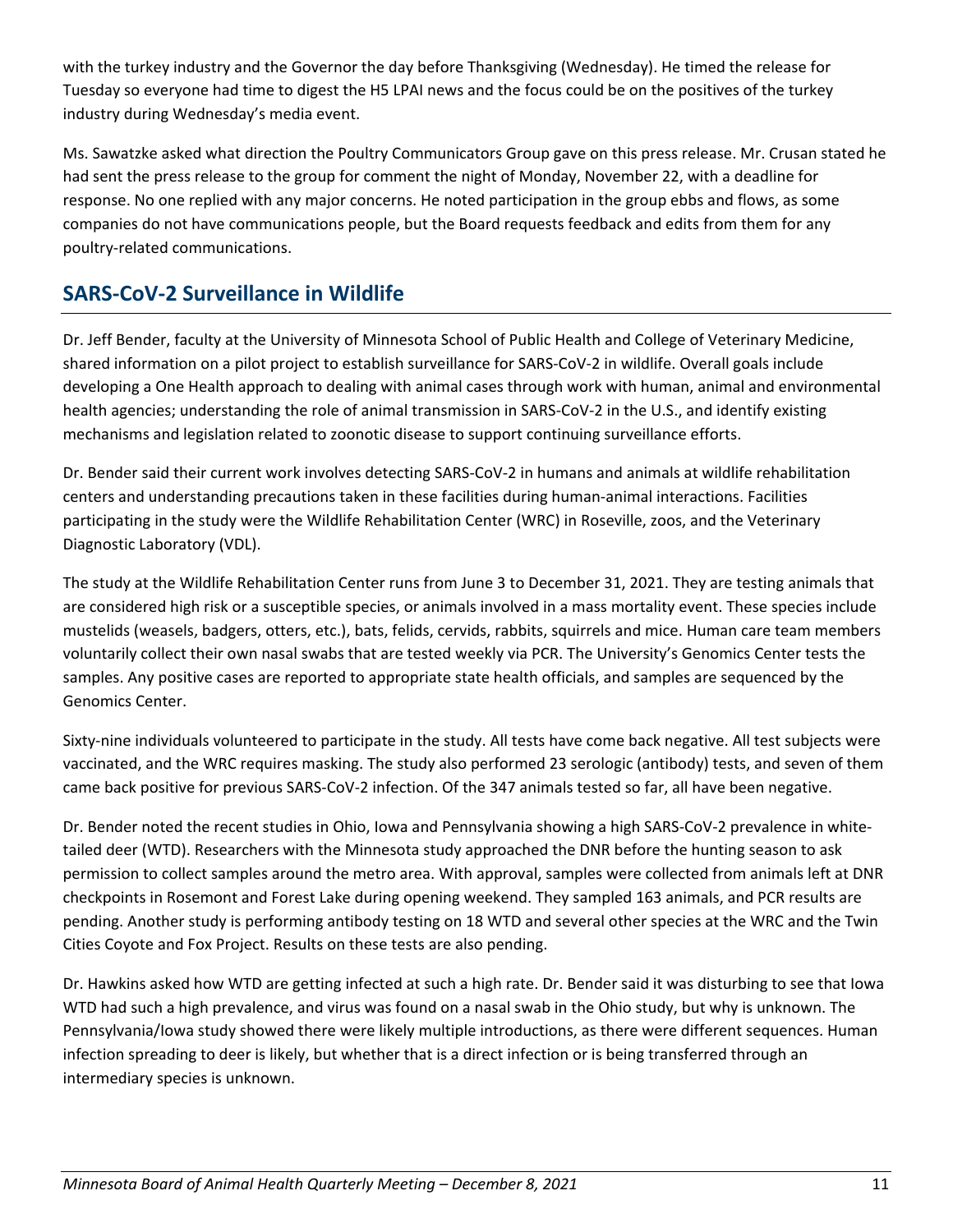with the turkey industry and the Governor the day before Thanksgiving (Wednesday). He timed the release for Tuesday so everyone had time to digest the H5 LPAI news and the focus could be on the positives of the turkey industry during Wednesday's media event.

Ms. Sawatzke asked what direction the Poultry Communicators Group gave on this press release. Mr. Crusan stated he had sent the press release to the group for comment the night of Monday, November 22, with a deadline for response. No one replied with any major concerns. He noted participation in the group ebbs and flows, as some companies do not have communications people, but the Board requests feedback and edits from them for any poultry-related communications.

## SARS-CoV-2 Surveillance in Wildlife

Dr. Jeff Bender, faculty at the University of Minnesota School of Public Health and College of Veterinary Medicine, shared information on a pilot project to establish surveillance for SARS-CoV-2 in wildlife. Overall goals include developing a One Health approach to dealing with animal cases through work with human, animal and environmental health agencies; understanding the role of animal transmission in SARS-CoV-2 in the U.S., and identify existing mechanisms and legislation related to zoonotic disease to support continuing surveillance efforts.

Dr. Bender said their current work involves detecting SARS-CoV-2 in humans and animals at wildlife rehabilitation centers and understanding precautions taken in these facilities during human-animal interactions. Facilities participating in the study were the Wildlife Rehabilitation Center (WRC) in Roseville, zoos, and the Veterinary Diagnostic Laboratory (VDL).

The study at the Wildlife Rehabilitation Center runs from June 3 to December 31, 2021. They are testing animals that are considered high risk or a susceptible species, or animals involved in a mass mortality event. These species include mustelids (weasels, badgers, otters, etc.), bats, felids, cervids, rabbits, squirrels and mice. Human care team members voluntarily collect their own nasal swabs that are tested weekly via PCR. The University's Genomics Center tests the samples. Any positive cases are reported to appropriate state health officials, and samples are sequenced by the Genomics Center.

Sixty-nine individuals volunteered to participate in the study. All tests have come back negative. All test subjects were vaccinated, and the WRC requires masking. The study also performed 23 serologic (antibody) tests, and seven of them came back positive for previous SARS-CoV-2 infection. Of the 347 animals tested so far, all have been negative.

Dr. Bender noted the recent studies in Ohio, Iowa and Pennsylvania showing a high SARS-CoV-2 prevalence in white-tailed deer (WTD). Researchers with the Minnesota study approached the DNR before the hunting season to ask permission to collect samples around the metro area. With approval, samples were collected from animals left at DNR checkpoints in Rosemont and Forest Lake during opening weekend. They sampled 163 animals, and PCR results are pending. Another study is performing antibody testing on 18 WTD and several other species at the WRC and the Twin Cities Coyote and Fox Project. Results on these tests are also pending.

Dr. Hawkins asked how WTD are getting infected at such a high rate. Dr. Bender said it was disturbing to see that Iowa WTD had such a high prevalence, and virus was found on a nasal swab in the Ohio study, but why is unknown. The Pennsylvania/Iowa study showed there were likely multiple introductions, as there were different sequences. Human infection spreading to deer is likely, but whether that is a direct infection or is being transferred through an intermediary species is unknown.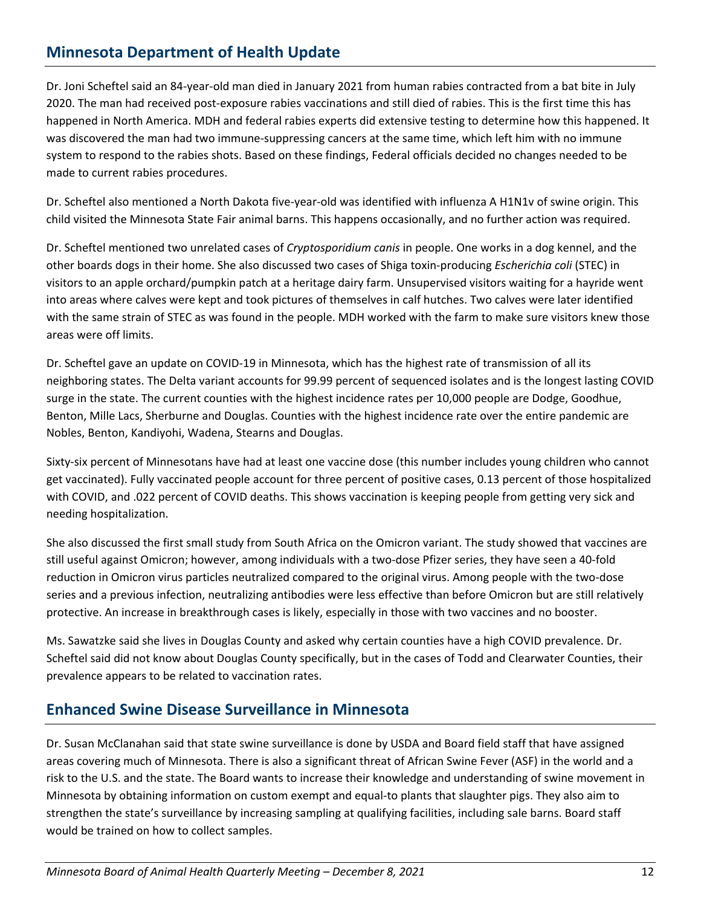## Minnesota Department of Health Update

Dr. Joni Scheftel said an 84-year-old man died in January 2021 from human rabies contracted from a bat bite in July 2020. The man had received post-exposure rabies vaccinations and still died of rabies. This is the first time this has happened in North America. MDH and federal rabies experts did extensive testing to determine how this happened. It was discovered the man had two immune-suppressing cancers at the same time, which left him with no immune system to respond to the rabies shots. Based on these findings, Federal officials decided no changes needed to be made to current rabies procedures.

Dr. Scheftel also mentioned a North Dakota five-year-old was identified with influenza A H1N1v of swine origin. This child visited the Minnesota State Fair animal barns. This happens occasionally, and no further action was required.

Dr. Scheftel mentioned two unrelated cases of *Cryptosporidium canis* in people. One works in a dog kennel, and the other boards dogs in their home. She also discussed two cases of Shiga toxin-producing *Escherichia coli* (STEC) in visitors to an apple orchard/pumpkin patch at a heritage dairy farm. Unsupervised visitors waiting for a hayride went into areas where calves were kept and took pictures of themselves in calf hutches. Two calves were later identified with the same strain of STEC as was found in the people. MDH worked with the farm to make sure visitors knew those areas were off limits.

Dr. Scheftel gave an update on COVID-19 in Minnesota, which has the highest rate of transmission of all its neighboring states. The Delta variant accounts for 99.99 percent of sequenced isolates and is the longest lasting COVID surge in the state. The current counties with the highest incidence rates per 10,000 people are Dodge, Goodhue, Benton, Mille Lacs, Sherburne and Douglas. Counties with the highest incidence rate over the entire pandemic are Nobles, Benton, Kandiyohi, Wadena, Stearns and Douglas.

Sixty-six percent of Minnesotans have had at least one vaccine dose (this number includes young children who cannot get vaccinated). Fully vaccinated people account for three percent of positive cases, 0.13 percent of those hospitalized with COVID, and .022 percent of COVID deaths. This shows vaccination is keeping people from getting very sick and needing hospitalization.

She also discussed the first small study from South Africa on the Omicron variant. The study showed that vaccines are still useful against Omicron; however, among individuals with a two-dose Pfizer series, they have seen a 40-fold reduction in Omicron virus particles neutralized compared to the original virus. Among people with the two-dose series and a previous infection, neutralizing antibodies were less effective than before Omicron but are still relatively protective. An increase in breakthrough cases is likely, especially in those with two vaccines and no booster.

Ms. Sawatzke said she lives in Douglas County and asked why certain counties have a high COVID prevalence. Dr. Scheftel said did not know about Douglas County specifically, but in the cases of Todd and Clearwater Counties, their prevalence appears to be related to vaccination rates.

## Enhanced Swine Disease Surveillance in Minnesota

Dr. Susan McClanahan said that state swine surveillance is done by USDA and Board field staff that have assigned areas covering much of Minnesota. There is also a significant threat of African Swine Fever (ASF) in the world and a risk to the U.S. and the state. The Board wants to increase their knowledge and understanding of swine movement in Minnesota by obtaining information on custom exempt and equal-to plants that slaughter pigs. They also aim to strengthen the state's surveillance by increasing sampling at qualifying facilities, including sale barns. Board staff would be trained on how to collect samples.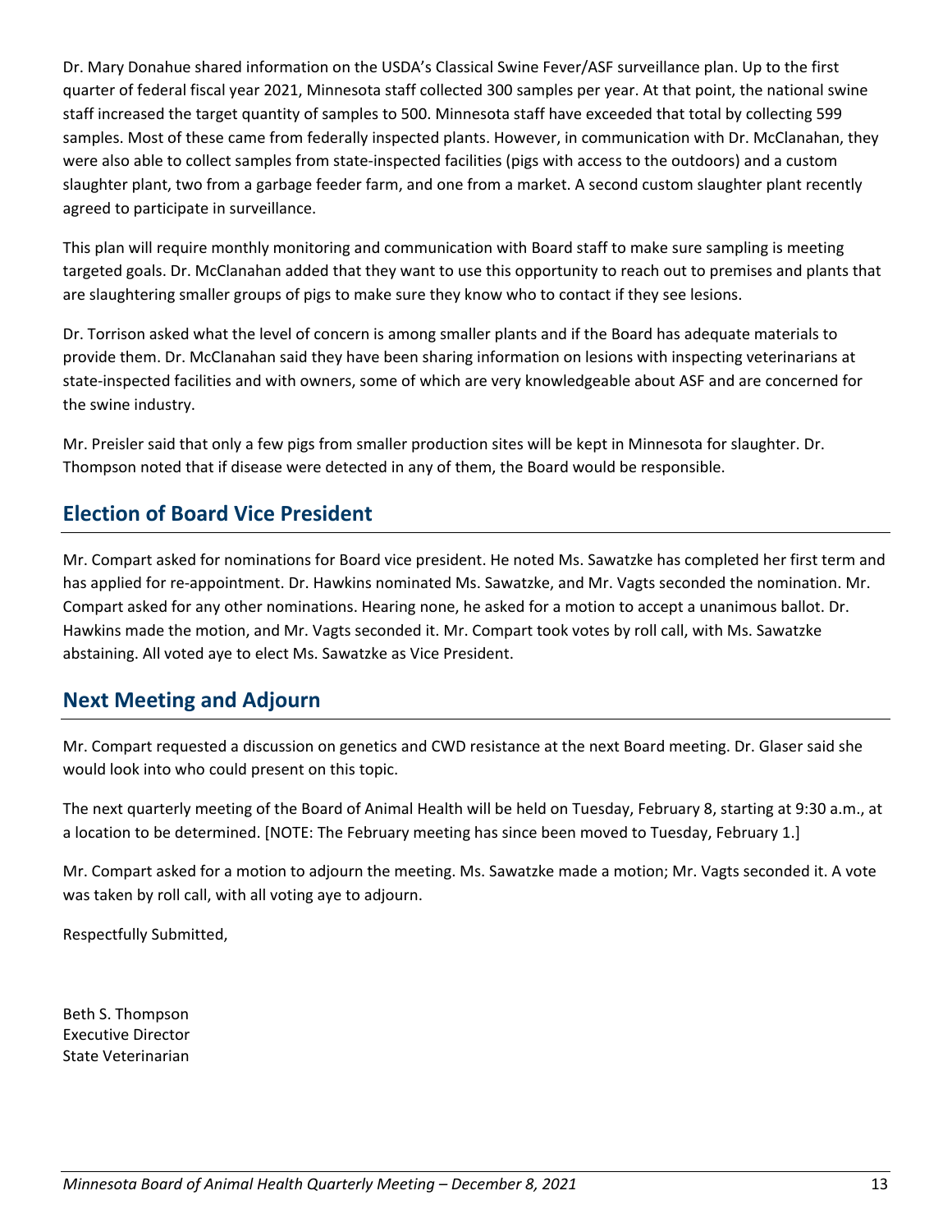Dr. Mary Donahue shared information on the USDA's Classical Swine Fever/ASF surveillance plan. Up to the first quarter of federal fiscal year 2021, Minnesota staff collected 300 samples per year. At that point, the national swine staff increased the target quantity of samples to 500. Minnesota staff have exceeded that total by collecting 599 samples. Most of these came from federally inspected plants. However, in communication with Dr. McClanahan, they were also able to collect samples from state-inspected facilities (pigs with access to the outdoors) and a custom slaughter plant, two from a garbage feeder farm, and one from a market. A second custom slaughter plant recently agreed to participate in surveillance.

This plan will require monthly monitoring and communication with Board staff to make sure sampling is meeting targeted goals. Dr. McClanahan added that they want to use this opportunity to reach out to premises and plants that are slaughtering smaller groups of pigs to make sure they know who to contact if they see lesions.

Dr. Torrison asked what the level of concern is among smaller plants and if the Board has adequate materials to provide them. Dr. McClanahan said they have been sharing information on lesions with inspecting veterinarians at state-inspected facilities and with owners, some of which are very knowledgeable about ASF and are concerned for the swine industry.

Mr. Preisler said that only a few pigs from smaller production sites will be kept in Minnesota for slaughter. Dr. Thompson noted that if disease were detected in any of them, the Board would be responsible.

## Election of Board Vice President

Mr. Compart asked for nominations for Board vice president. He noted Ms. Sawatzke has completed her first term and has applied for re-appointment. Dr. Hawkins nominated Ms. Sawatzke, and Mr. Vagts seconded the nomination. Mr. Compart asked for any other nominations. Hearing none, he asked for a motion to accept a unanimous ballot. Dr. Hawkins made the motion, and Mr. Vagts seconded it. Mr. Compart took votes by roll call, with Ms. Sawatzke abstaining. All voted aye to elect Ms. Sawatzke as Vice President.

## Next Meeting and Adjourn

Mr. Compart requested a discussion on genetics and CWD resistance at the next Board meeting. Dr. Glaser said she would look into who could present on this topic.

The next quarterly meeting of the Board of Animal Health will be held on Tuesday, February 8, starting at 9:30 a.m., at a location to be determined. [NOTE: The February meeting has since been moved to Tuesday, February 1.]

Mr. Compart asked for a motion to adjourn the meeting. Ms. Sawatzke made a motion; Mr. Vagts seconded it. A vote was taken by roll call, with all voting aye to adjourn.

Respectfully Submitted,

Beth S. Thompson
Executive Director
State Veterinarian